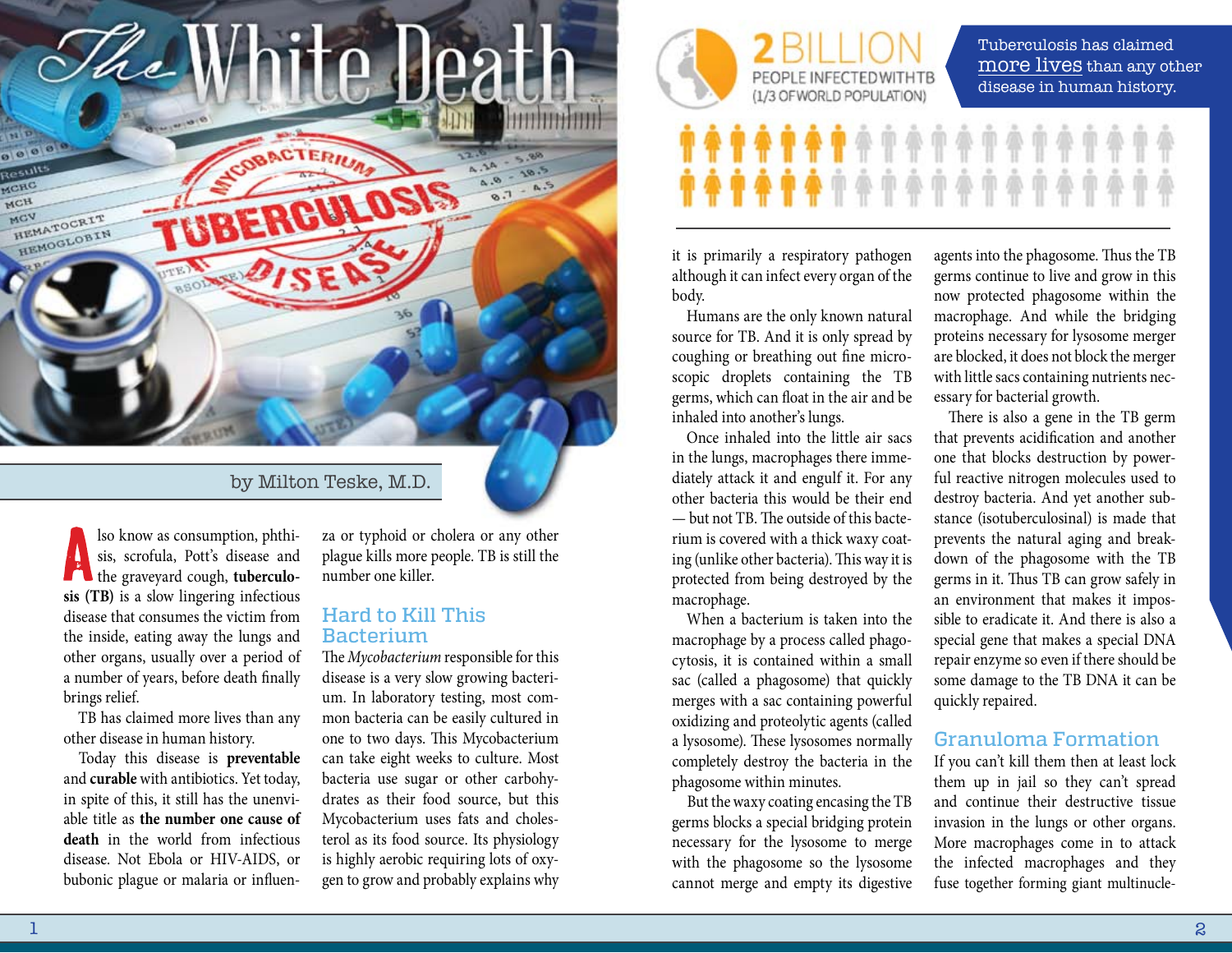# The White Death

by Milton Teske, M.D.

**2 BILLION** PEOPLE INFECTED WITH TB (1/3 OF WORLD POPULATION)

Tuberculosis has claimed more lives than any other disease in human history.

Also know as consumption, phthisis, scrofula, Pott's disease and the graveyard cough, **tuberculosis (TB)** is a slow lingering infectious disease that consumes the victim from the inside, eating away the lungs and other organs, usually over a period of a number of years, before death finally brings relief.

TB has claimed more lives than any other disease in human history.

Today this disease is **preventable** and **curable** with antibiotics. Yet today, in spite of this, it still has the unenviable title as **the number one cause of death** in the world from infectious disease. Not Ebola or HIV-AIDS, or bubonic plague or malaria or influenza or typhoid or cholera or any other plague kills more people. TB is still the number one killer.

## Hard to Kill This Bacterium

The *Mycobacterium* responsible for this disease is a very slow growing bacterium. In laboratory testing, most common bacteria can be easily cultured in one to two days. This Mycobacterium can take eight weeks to culture. Most bacteria use sugar or other carbohydrates as their food source, but this Mycobacterium uses fats and cholesterol as its food source. Its physiology is highly aerobic requiring lots of oxygen to grow and probably explains why it is primarily a respiratory pathogen although it can infect every organ of the body.

Humans are the only known natural source for TB. And it is only spread by coughing or breathing out fine microscopic droplets containing the TB germs, which can float in the air and be inhaled into another's lungs.

Once inhaled into the little air sacs in the lungs, macrophages there immediately attack it and engulf it. For any other bacteria this would be their end — but not TB. The outside of this bacterium is covered with a thick waxy coating (unlike other bacteria). This way it is protected from being destroyed by the macrophage.

When a bacterium is taken into the macrophage by a process called phagocytosis, it is contained within a small sac (called a phagosome) that quickly merges with a sac containing powerful oxidizing and proteolytic agents (called a lysosome). These lysosomes normally completely destroy the bacteria in the phagosome within minutes.

But the waxy coating encasing the TB germs blocks a special bridging protein necessary for the lysosome to merge with the phagosome so the lysosome cannot merge and empty its digestive agents into the phagosome. Thus the TB germs continue to live and grow in this now protected phagosome within the macrophage. And while the bridging proteins necessary for lysosome merger are blocked, it does not block the merger with little sacs containing nutrients necessary for bacterial growth.

There is also a gene in the TB germ that prevents acidification and another one that blocks destruction by powerful reactive nitrogen molecules used to destroy bacteria. And yet another substance (isotuberculosinal) is made that prevents the natural aging and breakdown of the phagosome with the TB germs in it. Thus TB can grow safely in an environment that makes it impossible to eradicate it. And there is also a special gene that makes a special DNA repair enzyme so even if there should be some damage to the TB DNA it can be quickly repaired.

## Granuloma Formation

If you can't kill them then at least lock them up in jail so they can't spread and continue their destructive tissue invasion in the lungs or other organs. More macrophages come in to attack the infected macrophages and they fuse together forming giant multinucle-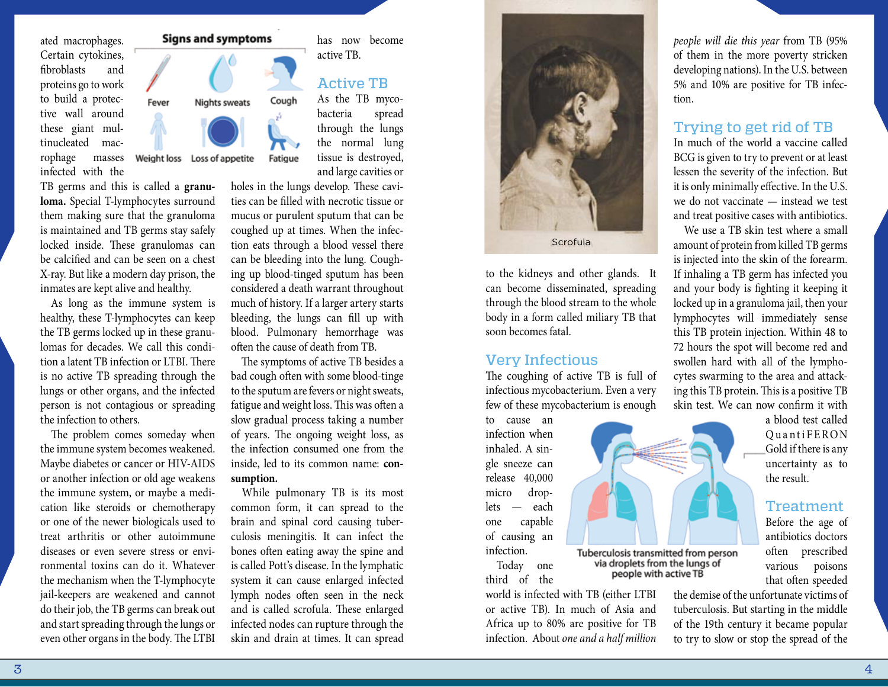ated macrophages. Certain cytokines, fibroblasts and proteins go to work to build a protective wall around these giant multinucleated macrophage masses infected with the TB germs and this is called a **granuloma.** Special T-lymphocytes surround them making sure that the granuloma is maintained and TB germs stay safely locked inside. These granulomas can be calcified and can be seen on a chest X-ray. But like a modern day prison, the inmates are kept alive and healthy.

As long as the immune system is healthy, these T-lymphocytes can keep the TB germs locked up in these granulomas for decades. We call this condition a latent TB infection or LTBI. There is no active TB spreading through the lungs or other organs, and the infected person is not contagious or spreading the infection to others.

The problem comes someday when the immune system becomes weakened. Maybe diabetes or cancer or HIV-AIDS or another infection or old age weakens the immune system, or maybe a medication like steroids or chemotherapy or one of the newer biologicals used to treat arthritis or other autoimmune diseases or even severe stress or environmental toxins can do it. Whatever the mechanism when the T-lymphocyte jail-keepers are weakened and cannot do their job, the TB germs can break out and start spreading through the lungs or even other organs in the body. The LTBI has now become active TB.

**Signs and symptoms**

Fever · Nights sweats · Cough · Weight loss · Loss of appetite · Fatigue

## Active TB

As the TB mycobacteria spread through the lungs the normal lung tissue is destroyed, and large cavities or holes in the lungs develop. These cavities can be filled with necrotic tissue or mucus or purulent sputum that can be coughed up at times. When the infection eats through a blood vessel there can be bleeding into the lung. Coughing up blood-tinged sputum has been considered a death warrant throughout much of history. If a larger artery starts bleeding, the lungs can fill up with blood. Pulmonary hemorrhage was often the cause of death from TB.

The symptoms of active TB besides a bad cough often with some blood-tinge to the sputum are fevers or night sweats, fatigue and weight loss. This was often a slow gradual process taking a number of years. The ongoing weight loss, as the infection consumed one from the inside, led to its common name: **consumption.**

While pulmonary TB is its most common form, it can spread to the brain and spinal cord causing tuberculosis meningitis. It can infect the bones often eating away the spine and is called Pott's disease. In the lymphatic system it can cause enlarged infected lymph nodes often seen in the neck and is called scrofula. These enlarged infected nodes can rupture through the skin and drain at times. It can spread to the kidneys and other glands. It can become disseminated, spreading through the blood stream to the whole body in a form called miliary TB that soon becomes fatal.

Scrofula

## Very Infectious

The coughing of active TB is full of infectious mycobacterium. Even a very few of these mycobacterium is enough to cause an infection when inhaled. A single sneeze can release 40,000 micro droplets — each one capable of causing an infection.

Tuberculosis transmitted from person via droplets from the lungs of people with active TB

Today one third of the world is infected with TB (either LTBI or active TB). In much of Asia and Africa up to 80% are positive for TB infection. About *one and a half million people will die this year* from TB (95% of them in the more poverty stricken developing nations). In the U.S. between 5% and 10% are positive for TB infection.

## Trying to get rid of TB

In much of the world a vaccine called BCG is given to try to prevent or at least lessen the severity of the infection. But it is only minimally effective. In the U.S. we do not vaccinate — instead we test and treat positive cases with antibiotics.

We use a TB skin test where a small amount of protein from killed TB germs is injected into the skin of the forearm. If inhaling a TB germ has infected you and your body is fighting it keeping it locked up in a granuloma jail, then your lymphocytes will immediately sense this TB protein injection. Within 48 to 72 hours the spot will become red and swollen hard with all of the lymphocytes swarming to the area and attacking this TB protein. This is a positive TB skin test. We can now confirm it with a blood test called QuantiFERON Gold if there is any uncertainty as to the result.

## Treatment

Before the age of antibiotics doctors often prescribed various poisons that often speeded the demise of the unfortunate victims of tuberculosis. But starting in the middle of the 19th century it became popular to try to slow or stop the spread of the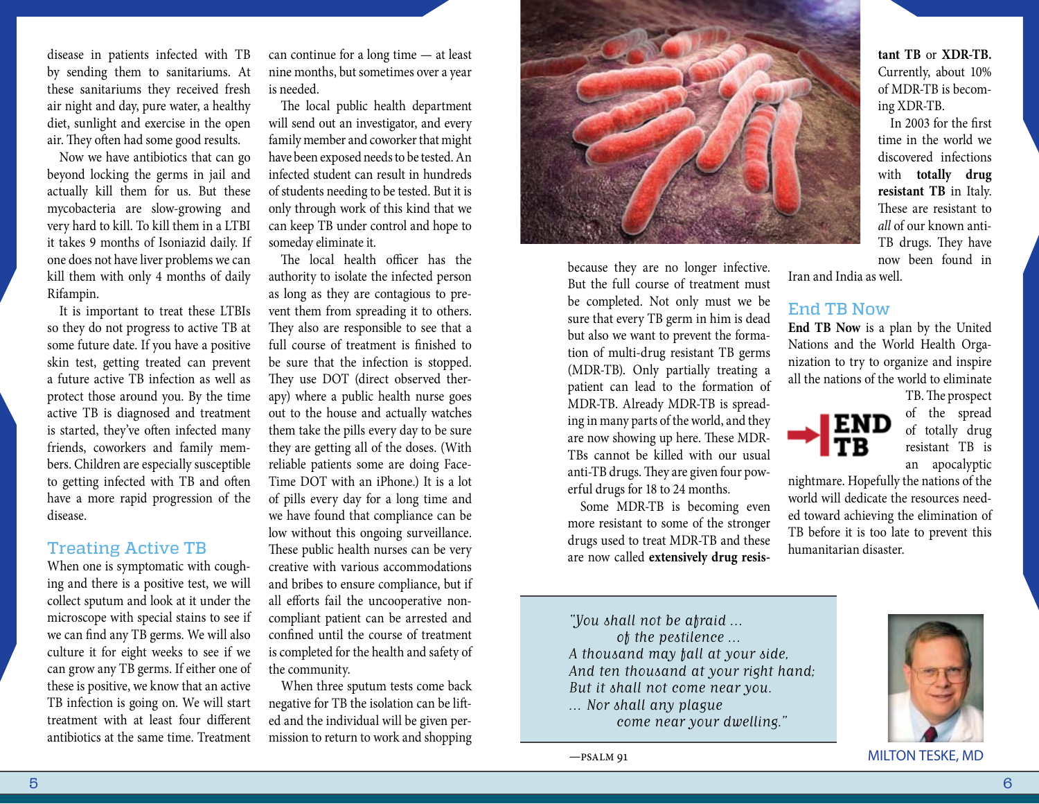disease in patients infected with TB by sending them to sanitariums. At these sanitariums they received fresh air night and day, pure water, a healthy diet, sunlight and exercise in the open air. They often had some good results.

Now we have antibiotics that can go beyond locking the germs in jail and actually kill them for us. But these mycobacteria are slow-growing and very hard to kill. To kill them in a LTBI it takes 9 months of Isoniazid daily. If one does not have liver problems we can kill them with only 4 months of daily Rifampin.

It is important to treat these LTBIs so they do not progress to active TB at some future date. If you have a positive skin test, getting treated can prevent a future active TB infection as well as protect those around you. By the time active TB is diagnosed and treatment is started, they've often infected many friends, coworkers and family members. Children are especially susceptible to getting infected with TB and often have a more rapid progression of the disease.

## Treating Active TB

When one is symptomatic with coughing and there is a positive test, we will collect sputum and look at it under the microscope with special stains to see if we can find any TB germs. We will also culture it for eight weeks to see if we can grow any TB germs. If either one of these is positive, we know that an active TB infection is going on. We will start treatment with at least four different antibiotics at the same time. Treatment can continue for a long time — at least nine months, but sometimes over a year is needed.

The local public health department will send out an investigator, and every family member and coworker that might have been exposed needs to be tested. An infected student can result in hundreds of students needing to be tested. But it is only through work of this kind that we can keep TB under control and hope to someday eliminate it.

The local health officer has the authority to isolate the infected person as long as they are contagious to prevent them from spreading it to others. They also are responsible to see that a full course of treatment is finished to be sure that the infection is stopped. They use DOT (direct observed therapy) where a public health nurse goes out to the house and actually watches them take the pills every day to be sure they are getting all of the doses. (With reliable patients some are doing FaceTime DOT with an iPhone.) It is a lot of pills every day for a long time and we have found that compliance can be low without this ongoing surveillance. These public health nurses can be very creative with various accommodations and bribes to ensure compliance, but if all efforts fail the uncooperative noncompliant patient can be arrested and confined until the course of treatment is completed for the health and safety of the community.

When three sputum tests come back negative for TB the isolation can be lifted and the individual will be given permission to return to work and shopping because they are no longer infective. But the full course of treatment must be completed. Not only must we be sure that every TB germ in him is dead but also we want to prevent the formation of multi-drug resistant TB germs (MDR-TB). Only partially treating a patient can lead to the formation of MDR-TB. Already MDR-TB is spreading in many parts of the world, and they are now showing up here. These MDR-TBs cannot be killed with our usual anti-TB drugs. They are given four powerful drugs for 18 to 24 months.

Some MDR-TB is becoming even more resistant to some of the stronger drugs used to treat MDR-TB and these are now called **extensively drug resistant TB** or **XDR-TB.** Currently, about 10% of MDR-TB is becoming XDR-TB.

In 2003 for the first time in the world we discovered infections with **totally drug resistant TB** in Italy. These are resistant to *all* of our known anti-TB drugs. They have now been found in Iran and India as well.

## End TB Now

**End TB Now** is a plan by the United Nations and the World Health Organization to try to organize and inspire all the nations of the world to eliminate TB. The prospect of the spread of totally drug resistant TB is an apocalyptic nightmare. Hopefully the nations of the world will dedicate the resources needed toward achieving the elimination of TB before it is too late to prevent this humanitarian disaster.

END TB

> *"You shall not be afraid …*
> *of the pestilence …*
> *A thousand may fall at your side,*
> *And ten thousand at your right hand;*
> *But it shall not come near you.*
> *… Nor shall any plague*
> *come near your dwelling."*
>
> —PSALM 91

MILTON TESKE, MD